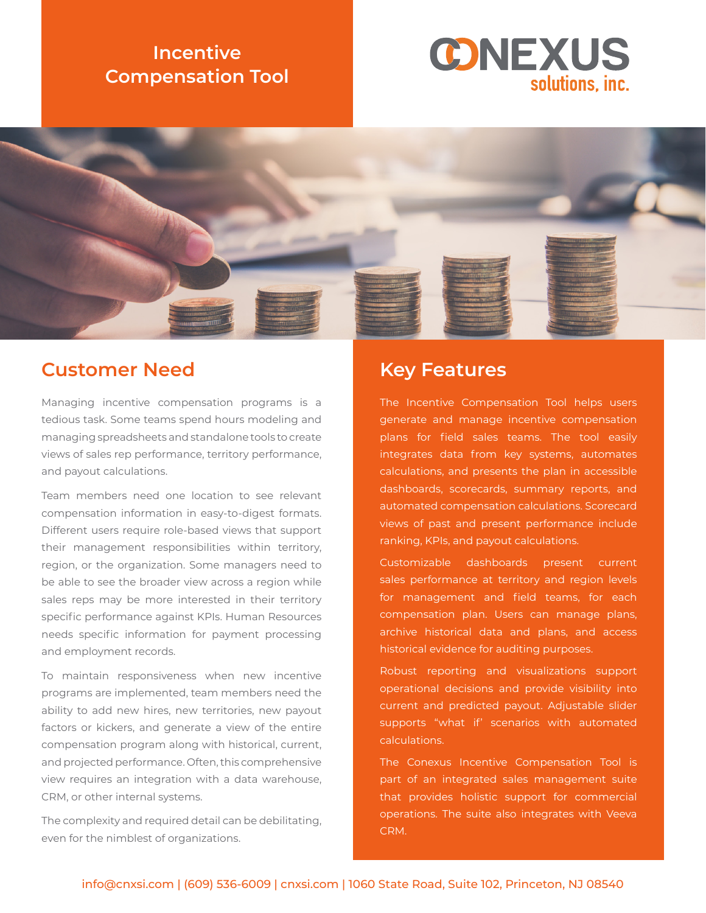# Incentive Compensation Tool

CONEXUS solutions, inc.

## Customer Need

Managing incentive compensation programs is a tedious task. Some teams spend hours modeling and managing spreadsheets and standalone tools to create views of sales rep performance, territory performance, and payout calculations.

Team members need one location to see relevant compensation information in easy-to-digest formats. Different users require role-based views that support their management responsibilities within territory, region, or the organization. Some managers need to be able to see the broader view across a region while sales reps may be more interested in their territory specific performance against KPIs. Human Resources needs specific information for payment processing and employment records.

To maintain responsiveness when new incentive programs are implemented, team members need the ability to add new hires, new territories, new payout factors or kickers, and generate a view of the entire compensation program along with historical, current, and projected performance. Often, this comprehensive view requires an integration with a data warehouse, CRM, or other internal systems.

The complexity and required detail can be debilitating, even for the nimblest of organizations.

## Key Features

The Incentive Compensation Tool helps users generate and manage incentive compensation plans for field sales teams. The tool easily integrates data from key systems, automates calculations, and presents the plan in accessible dashboards, scorecards, summary reports, and automated compensation calculations. Scorecard views of past and present performance include ranking, KPIs, and payout calculations.

Customizable dashboards present current sales performance at territory and region levels for management and field teams, for each compensation plan. Users can manage plans, archive historical data and plans, and access historical evidence for auditing purposes.

Robust reporting and visualizations support operational decisions and provide visibility into current and predicted payout. Adjustable slider supports "what if" scenarios with automated calculations.

The Conexus Incentive Compensation Tool is part of an integrated sales management suite that provides holistic support for commercial operations. The suite also integrates with Veeva CRM.

info@cnxsi.com | (609) 536-6009 | cnxsi.com | 1060 State Road, Suite 102, Princeton, NJ 08540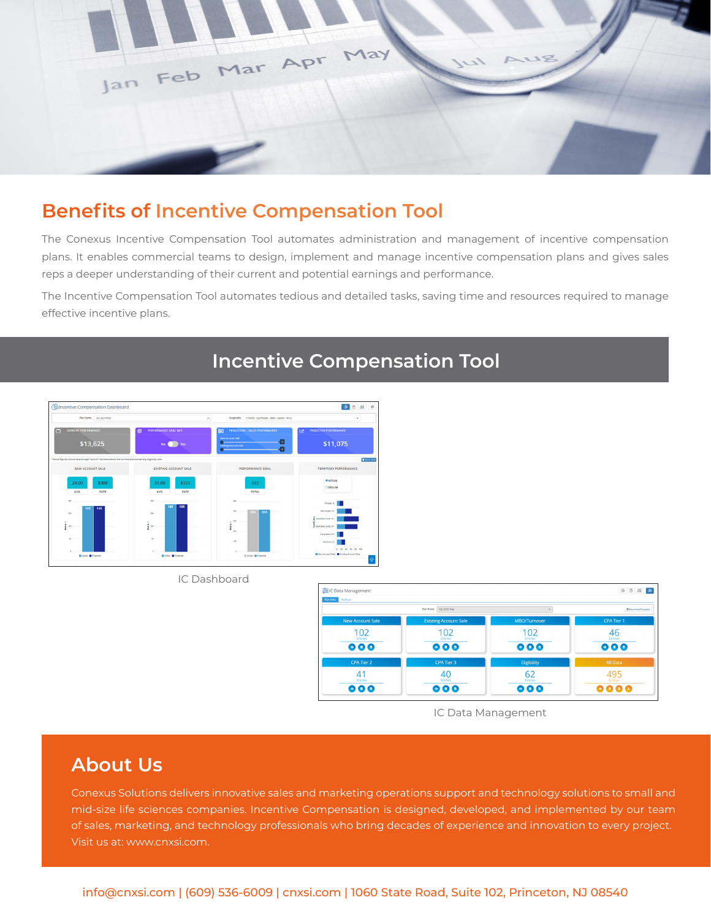## Benefits of Incentive Compensation Tool

The Conexus Incentive Compensation Tool automates administration and management of incentive compensation plans. It enables commercial teams to design, implement and manage incentive compensation plans and gives sales reps a deeper understanding of their current and potential earnings and performance.

The Incentive Compensation Tool automates tedious and detailed tasks, saving time and resources required to manage effective incentive plans.

## Incentive Compensation Tool

IC Dashboard

IC Data Management

## About Us

Conexus Solutions delivers innovative sales and marketing operations support and technology solutions to small and mid-size life sciences companies. Incentive Compensation is designed, developed, and implemented by our team of sales, marketing, and technology professionals who bring decades of experience and innovation to every project. Visit us at: www.cnxsi.com.

info@cnxsi.com | (609) 536-6009 | cnxsi.com | 1060 State Road, Suite 102, Princeton, NJ 08540